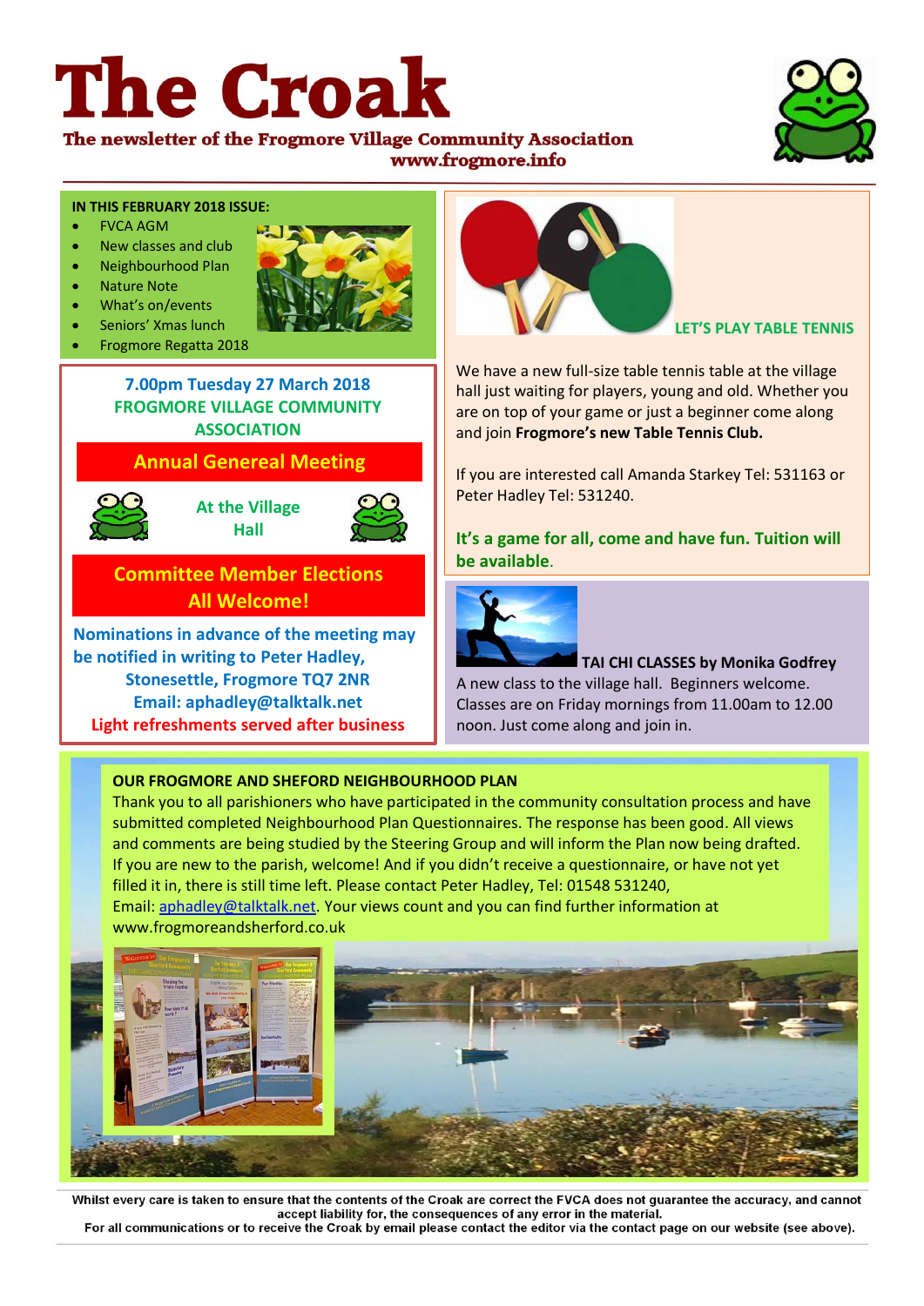# The Croak

**The newsletter of the Frogmore Village Community Association**
**www.frogmore.info**

**IN THIS FEBRUARY 2018 ISSUE:**

- FVCA AGM
- New classes and club
- Neighbourhood Plan
- Nature Note
- What's on/events
- Seniors' Xmas lunch
- Frogmore Regatta 2018

**7.00pm Tuesday 27 March 2018**
**FROGMORE VILLAGE COMMUNITY ASSOCIATION**

**Annual Genereal Meeting**

**At the Village Hall**

**Committee Member Elections**
**All Welcome!**

**Nominations in advance of the meeting may be notified in writing to Peter Hadley, Stonesettle, Frogmore TQ7 2NR**
**Email: aphadley@talktalk.net**
**Light refreshments served after business**

## LET'S PLAY TABLE TENNIS

We have a new full-size table tennis table at the village hall just waiting for players, young and old. Whether you are on top of your game or just a beginner come along and join **Frogmore's new Table Tennis Club.**

If you are interested call Amanda Starkey Tel: 531163 or Peter Hadley Tel: 531240.

**It's a game for all, come and have fun. Tuition will be available.**

## TAI CHI CLASSES by Monika Godfrey

A new class to the village hall. Beginners welcome. Classes are on Friday mornings from 11.00am to 12.00 noon. Just come along and join in.

## OUR FROGMORE AND SHEFORD NEIGHBOURHOOD PLAN

Thank you to all parishioners who have participated in the community consultation process and have submitted completed Neighbourhood Plan Questionnaires. The response has been good. All views and comments are being studied by the Steering Group and will inform the Plan now being drafted. If you are new to the parish, welcome! And if you didn't receive a questionnaire, or have not yet filled it in, there is still time left. Please contact Peter Hadley, Tel: 01548 531240, Email: aphadley@talktalk.net. Your views count and you can find further information at www.frogmoreandsherford.co.uk

Whilst every care is taken to ensure that the contents of the Croak are correct the FVCA does not guarantee the accuracy, and cannot accept liability for, the consequences of any error in the material.
For all communications or to receive the Croak by email please contact the editor via the contact page on our website (see above).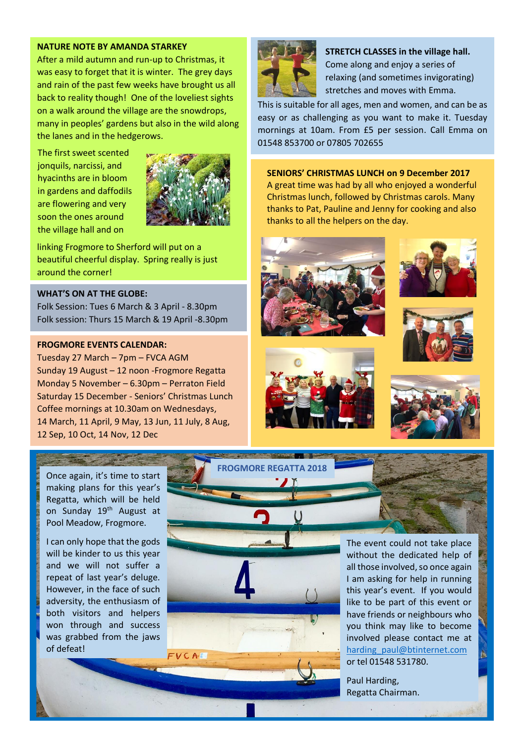## NATURE NOTE BY AMANDA STARKEY

After a mild autumn and run-up to Christmas, it was easy to forget that it is winter. The grey days and rain of the past few weeks have brought us all back to reality though! One of the loveliest sights on a walk around the village are the snowdrops, many in peoples' gardens but also in the wild along the lanes and in the hedgerows.

The first sweet scented jonquils, narcissi, and hyacinths are in bloom in gardens and daffodils are flowering and very soon the ones around the village hall and on linking Frogmore to Sherford will put on a beautiful cheerful display. Spring really is just around the corner!

## WHAT'S ON AT THE GLOBE:

Folk Session: Tues 6 March & 3 April - 8.30pm
Folk session: Thurs 15 March & 19 April -8.30pm

## FROGMORE EVENTS CALENDAR:

Tuesday 27 March – 7pm – FVCA AGM
Sunday 19 August – 12 noon -Frogmore Regatta
Monday 5 November – 6.30pm – Perraton Field
Saturday 15 December - Seniors' Christmas Lunch
Coffee mornings at 10.30am on Wednesdays,
14 March, 11 April, 9 May, 13 Jun, 11 July, 8 Aug, 12 Sep, 10 Oct, 14 Nov, 12 Dec

## STRETCH CLASSES in the village hall.

Come along and enjoy a series of relaxing (and sometimes invigorating) stretches and moves with Emma.

This is suitable for all ages, men and women, and can be as easy or as challenging as you want to make it. Tuesday mornings at 10am. From £5 per session. Call Emma on 01548 853700 or 07805 702655

## SENIORS' CHRISTMAS LUNCH on 9 December 2017

A great time was had by all who enjoyed a wonderful Christmas lunch, followed by Christmas carols. Many thanks to Pat, Pauline and Jenny for cooking and also thanks to all the helpers on the day.

## FROGMORE REGATTA 2018

Once again, it's time to start making plans for this year's Regatta, which will be held on Sunday 19th August at Pool Meadow, Frogmore.

I can only hope that the gods will be kinder to us this year and we will not suffer a repeat of last year's deluge. However, in the face of such adversity, the enthusiasm of both visitors and helpers won through and success was grabbed from the jaws of defeat!

The event could not take place without the dedicated help of all those involved, so once again I am asking for help in running this year's event. If you would like to be part of this event or have friends or neighbours who you think may like to become involved please contact me at harding_paul@btinternet.com or tel 01548 531780.

Paul Harding,
Regatta Chairman.